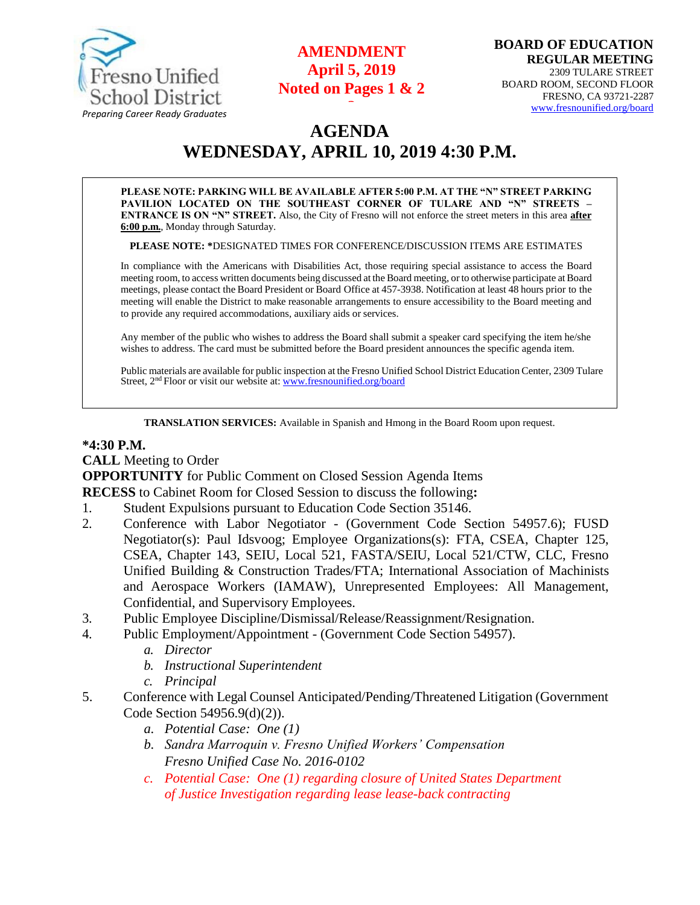Fresno Unified School District
*Preparing Career Ready Graduates*

**AMENDMENT**
**April 5, 2019**
**Noted on Pages 1 & 2**

**BOARD OF EDUCATION**
**REGULAR MEETING**
2309 TULARE STREET
BOARD ROOM, SECOND FLOOR
FRESNO, CA 93721-2287
www.fresnounified.org/board

# AGENDA
# WEDNESDAY, APRIL 10, 2019 4:30 P.M.

**PLEASE NOTE: PARKING WILL BE AVAILABLE AFTER 5:00 P.M. AT THE "N" STREET PARKING PAVILION LOCATED ON THE SOUTHEAST CORNER OF TULARE AND "N" STREETS – ENTRANCE IS ON "N" STREET.** Also, the City of Fresno will not enforce the street meters in this area **after 6:00 p.m.**, Monday through Saturday.

**PLEASE NOTE: ***DESIGNATED TIMES FOR CONFERENCE/DISCUSSION ITEMS ARE ESTIMATES

In compliance with the Americans with Disabilities Act, those requiring special assistance to access the Board meeting room, to access written documents being discussed at the Board meeting, or to otherwise participate at Board meetings, please contact the Board President or Board Office at 457-3938. Notification at least 48 hours prior to the meeting will enable the District to make reasonable arrangements to ensure accessibility to the Board meeting and to provide any required accommodations, auxiliary aids or services.

Any member of the public who wishes to address the Board shall submit a speaker card specifying the item he/she wishes to address. The card must be submitted before the Board president announces the specific agenda item.

Public materials are available for public inspection at the Fresno Unified School District Education Center, 2309 Tulare Street, 2nd Floor or visit our website at: www.fresnounified.org/board

**TRANSLATION SERVICES:** Available in Spanish and Hmong in the Board Room upon request.

**\*4:30 P.M.**
**CALL** Meeting to Order
**OPPORTUNITY** for Public Comment on Closed Session Agenda Items
**RECESS** to Cabinet Room for Closed Session to discuss the following**:**

1. Student Expulsions pursuant to Education Code Section 35146.
2. Conference with Labor Negotiator - (Government Code Section 54957.6); FUSD Negotiator(s): Paul Idsvoog; Employee Organizations(s): FTA, CSEA, Chapter 125, CSEA, Chapter 143, SEIU, Local 521, FASTA/SEIU, Local 521/CTW, CLC, Fresno Unified Building & Construction Trades/FTA; International Association of Machinists and Aerospace Workers (IAMAW), Unrepresented Employees: All Management, Confidential, and Supervisory Employees.
3. Public Employee Discipline/Dismissal/Release/Reassignment/Resignation.
4. Public Employment/Appointment - (Government Code Section 54957).
   a. *Director*
   b. *Instructional Superintendent*
   c. *Principal*
5. Conference with Legal Counsel Anticipated/Pending/Threatened Litigation (Government Code Section 54956.9(d)(2)).
   a. *Potential Case: One (1)*
   b. *Sandra Marroquin v. Fresno Unified Workers' Compensation Fresno Unified Case No. 2016-0102*
   c. *Potential Case: One (1) regarding closure of United States Department of Justice Investigation regarding lease lease-back contracting*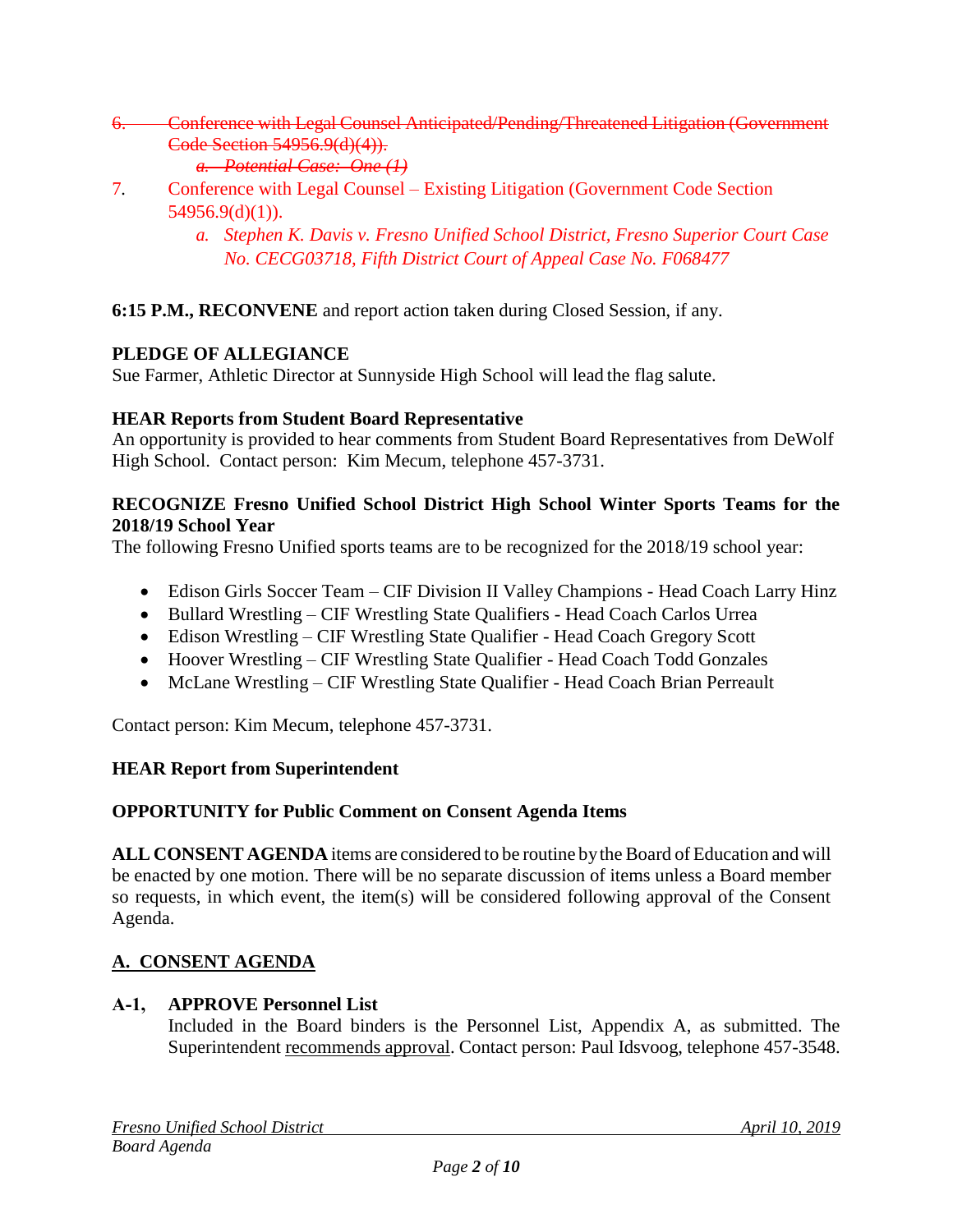6. ~~Conference with Legal Counsel Anticipated/Pending/Threatened Litigation (Government Code Section 54956.9(d)(4)).~~
   - ~~*a. Potential Case: One (1)*~~

7. Conference with Legal Counsel – Existing Litigation (Government Code Section 54956.9(d)(1)).
   - *a. Stephen K. Davis v. Fresno Unified School District, Fresno Superior Court Case No. CECG03718, Fifth District Court of Appeal Case No. F068477*

**6:15 P.M., RECONVENE** and report action taken during Closed Session, if any.

**PLEDGE OF ALLEGIANCE**
Sue Farmer, Athletic Director at Sunnyside High School will lead the flag salute.

**HEAR Reports from Student Board Representative**
An opportunity is provided to hear comments from Student Board Representatives from DeWolf High School. Contact person: Kim Mecum, telephone 457-3731.

**RECOGNIZE Fresno Unified School District High School Winter Sports Teams for the 2018/19 School Year**
The following Fresno Unified sports teams are to be recognized for the 2018/19 school year:

- Edison Girls Soccer Team – CIF Division II Valley Champions - Head Coach Larry Hinz
- Bullard Wrestling – CIF Wrestling State Qualifiers - Head Coach Carlos Urrea
- Edison Wrestling – CIF Wrestling State Qualifier - Head Coach Gregory Scott
- Hoover Wrestling – CIF Wrestling State Qualifier - Head Coach Todd Gonzales
- McLane Wrestling – CIF Wrestling State Qualifier - Head Coach Brian Perreault

Contact person: Kim Mecum, telephone 457-3731.

**HEAR Report from Superintendent**

**OPPORTUNITY for Public Comment on Consent Agenda Items**

**ALL CONSENT AGENDA** items are considered to be routine by the Board of Education and will be enacted by one motion. There will be no separate discussion of items unless a Board member so requests, in which event, the item(s) will be considered following approval of the Consent Agenda.

## A. CONSENT AGENDA

**A-1, APPROVE Personnel List**
Included in the Board binders is the Personnel List, Appendix A, as submitted. The Superintendent recommends approval. Contact person: Paul Idsvoog, telephone 457-3548.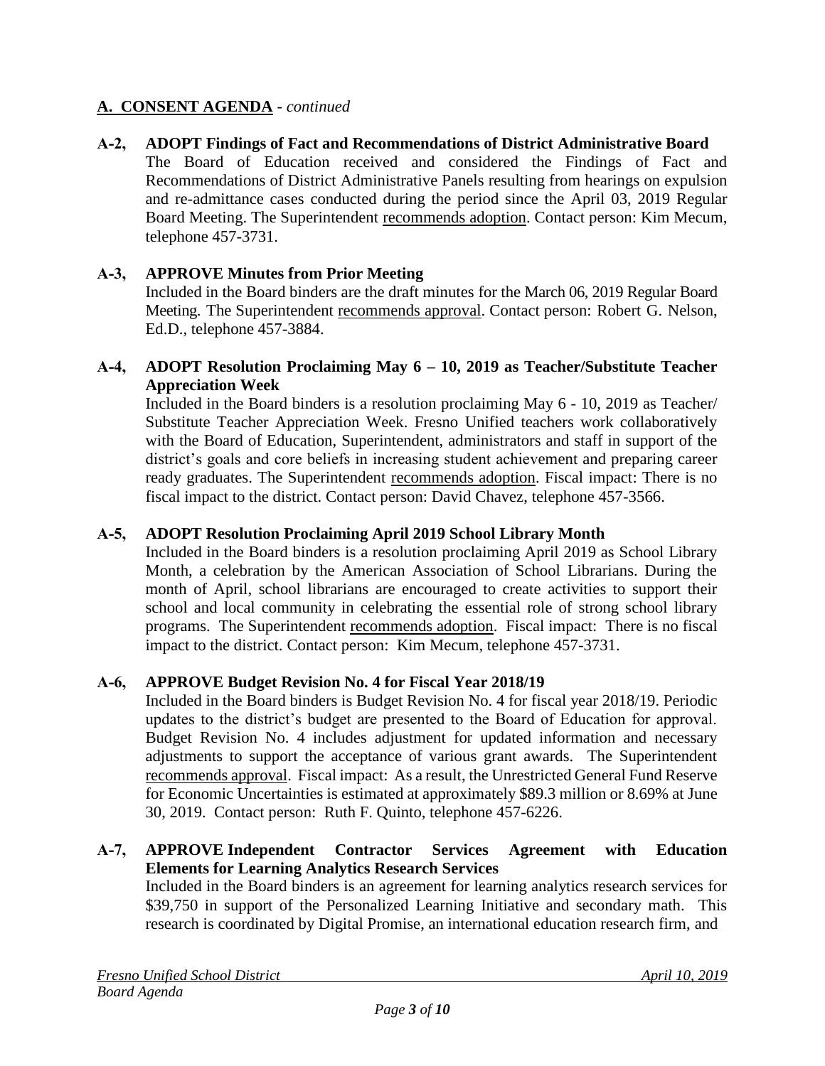## A. CONSENT AGENDA - *continued*

**A-2, ADOPT Findings of Fact and Recommendations of District Administrative Board**
The Board of Education received and considered the Findings of Fact and Recommendations of District Administrative Panels resulting from hearings on expulsion and re-admittance cases conducted during the period since the April 03, 2019 Regular Board Meeting. The Superintendent recommends adoption. Contact person: Kim Mecum, telephone 457-3731.

**A-3, APPROVE Minutes from Prior Meeting**
Included in the Board binders are the draft minutes for the March 06, 2019 Regular Board Meeting. The Superintendent recommends approval. Contact person: Robert G. Nelson, Ed.D., telephone 457-3884.

**A-4, ADOPT Resolution Proclaiming May 6 – 10, 2019 as Teacher/Substitute Teacher Appreciation Week**
Included in the Board binders is a resolution proclaiming May 6 - 10, 2019 as Teacher/ Substitute Teacher Appreciation Week. Fresno Unified teachers work collaboratively with the Board of Education, Superintendent, administrators and staff in support of the district's goals and core beliefs in increasing student achievement and preparing career ready graduates. The Superintendent recommends adoption. Fiscal impact: There is no fiscal impact to the district. Contact person: David Chavez, telephone 457-3566.

**A-5, ADOPT Resolution Proclaiming April 2019 School Library Month**
Included in the Board binders is a resolution proclaiming April 2019 as School Library Month, a celebration by the American Association of School Librarians. During the month of April, school librarians are encouraged to create activities to support their school and local community in celebrating the essential role of strong school library programs. The Superintendent recommends adoption. Fiscal impact: There is no fiscal impact to the district. Contact person: Kim Mecum, telephone 457-3731.

**A-6, APPROVE Budget Revision No. 4 for Fiscal Year 2018/19**
Included in the Board binders is Budget Revision No. 4 for fiscal year 2018/19. Periodic updates to the district's budget are presented to the Board of Education for approval. Budget Revision No. 4 includes adjustment for updated information and necessary adjustments to support the acceptance of various grant awards. The Superintendent recommends approval. Fiscal impact: As a result, the Unrestricted General Fund Reserve for Economic Uncertainties is estimated at approximately $89.3 million or 8.69% at June 30, 2019. Contact person: Ruth F. Quinto, telephone 457-6226.

**A-7, APPROVE Independent Contractor Services Agreement with Education Elements for Learning Analytics Research Services**
Included in the Board binders is an agreement for learning analytics research services for $39,750 in support of the Personalized Learning Initiative and secondary math. This research is coordinated by Digital Promise, an international education research firm, and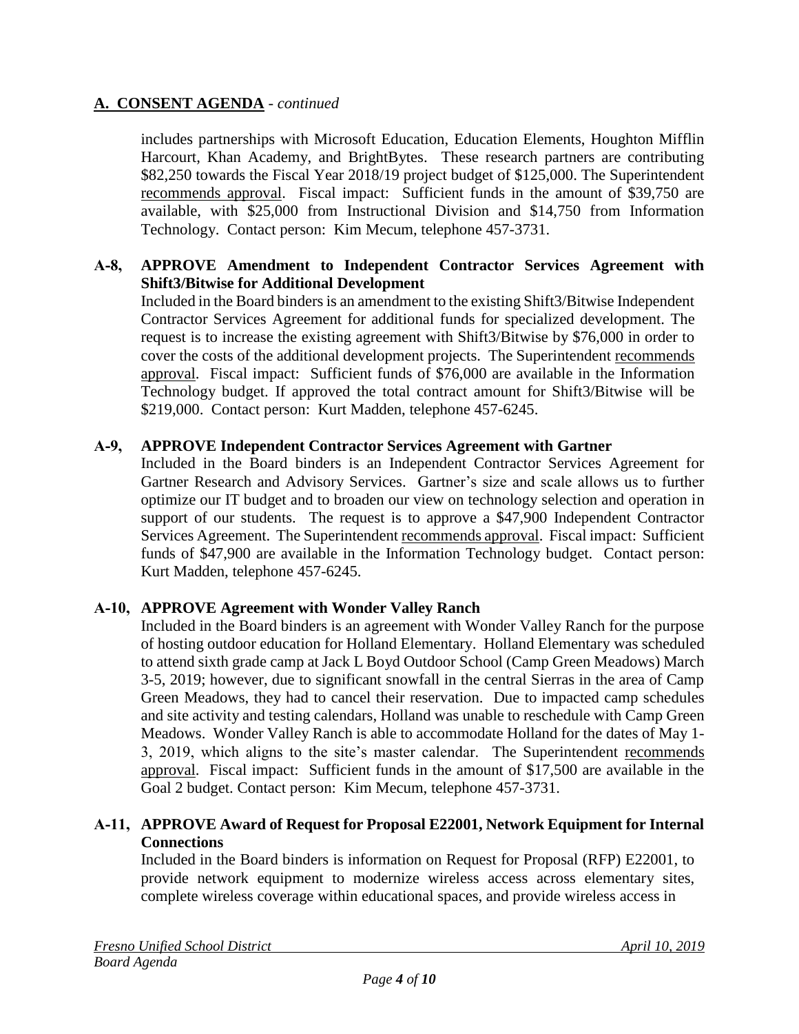## A. CONSENT AGENDA - *continued*

includes partnerships with Microsoft Education, Education Elements, Houghton Mifflin Harcourt, Khan Academy, and BrightBytes. These research partners are contributing $82,250 towards the Fiscal Year 2018/19 project budget of $125,000. The Superintendent recommends approval. Fiscal impact: Sufficient funds in the amount of $39,750 are available, with $25,000 from Instructional Division and $14,750 from Information Technology. Contact person: Kim Mecum, telephone 457-3731.

**A-8, APPROVE Amendment to Independent Contractor Services Agreement with Shift3/Bitwise for Additional Development**

Included in the Board binders is an amendment to the existing Shift3/Bitwise Independent Contractor Services Agreement for additional funds for specialized development. The request is to increase the existing agreement with Shift3/Bitwise by $76,000 in order to cover the costs of the additional development projects. The Superintendent recommends approval. Fiscal impact: Sufficient funds of $76,000 are available in the Information Technology budget. If approved the total contract amount for Shift3/Bitwise will be $219,000. Contact person: Kurt Madden, telephone 457-6245.

**A-9, APPROVE Independent Contractor Services Agreement with Gartner**

Included in the Board binders is an Independent Contractor Services Agreement for Gartner Research and Advisory Services. Gartner's size and scale allows us to further optimize our IT budget and to broaden our view on technology selection and operation in support of our students. The request is to approve a $47,900 Independent Contractor Services Agreement. The Superintendent recommends approval. Fiscal impact: Sufficient funds of $47,900 are available in the Information Technology budget. Contact person: Kurt Madden, telephone 457-6245.

**A-10, APPROVE Agreement with Wonder Valley Ranch**

Included in the Board binders is an agreement with Wonder Valley Ranch for the purpose of hosting outdoor education for Holland Elementary. Holland Elementary was scheduled to attend sixth grade camp at Jack L Boyd Outdoor School (Camp Green Meadows) March 3-5, 2019; however, due to significant snowfall in the central Sierras in the area of Camp Green Meadows, they had to cancel their reservation. Due to impacted camp schedules and site activity and testing calendars, Holland was unable to reschedule with Camp Green Meadows. Wonder Valley Ranch is able to accommodate Holland for the dates of May 1-3, 2019, which aligns to the site's master calendar. The Superintendent recommends approval. Fiscal impact: Sufficient funds in the amount of $17,500 are available in the Goal 2 budget. Contact person: Kim Mecum, telephone 457-3731.

**A-11, APPROVE Award of Request for Proposal E22001, Network Equipment for Internal Connections**

Included in the Board binders is information on Request for Proposal (RFP) E22001, to provide network equipment to modernize wireless access across elementary sites, complete wireless coverage within educational spaces, and provide wireless access in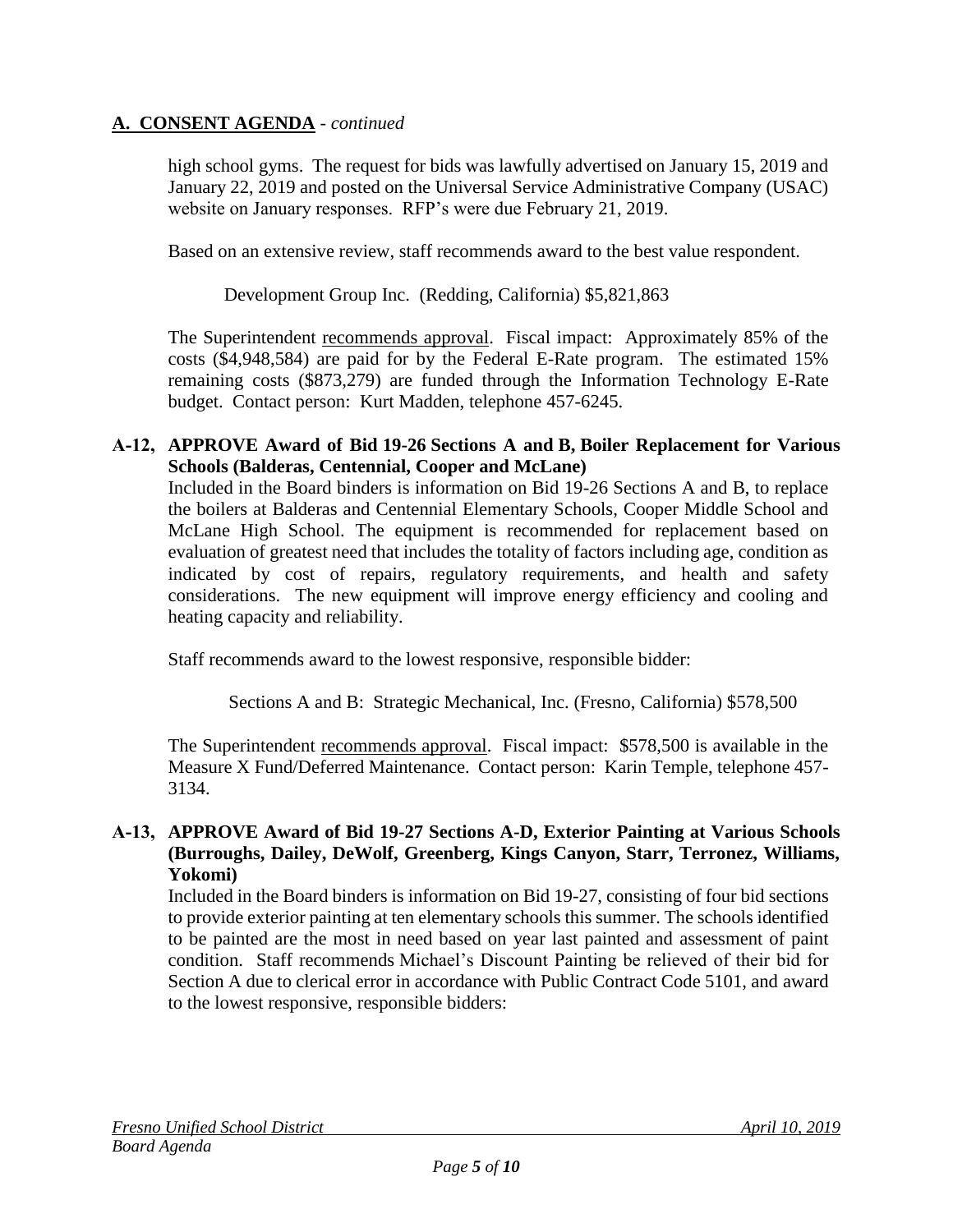## A. CONSENT AGENDA - *continued*

high school gyms. The request for bids was lawfully advertised on January 15, 2019 and January 22, 2019 and posted on the Universal Service Administrative Company (USAC) website on January responses. RFP's were due February 21, 2019.

Based on an extensive review, staff recommends award to the best value respondent.

Development Group Inc. (Redding, California) $5,821,863

The Superintendent recommends approval. Fiscal impact: Approximately 85% of the costs ($4,948,584) are paid for by the Federal E-Rate program. The estimated 15% remaining costs ($873,279) are funded through the Information Technology E-Rate budget. Contact person: Kurt Madden, telephone 457-6245.

**A-12, APPROVE Award of Bid 19-26 Sections A and B, Boiler Replacement for Various Schools (Balderas, Centennial, Cooper and McLane)**

Included in the Board binders is information on Bid 19-26 Sections A and B, to replace the boilers at Balderas and Centennial Elementary Schools, Cooper Middle School and McLane High School. The equipment is recommended for replacement based on evaluation of greatest need that includes the totality of factors including age, condition as indicated by cost of repairs, regulatory requirements, and health and safety considerations. The new equipment will improve energy efficiency and cooling and heating capacity and reliability.

Staff recommends award to the lowest responsive, responsible bidder:

Sections A and B: Strategic Mechanical, Inc. (Fresno, California) $578,500

The Superintendent recommends approval. Fiscal impact: $578,500 is available in the Measure X Fund/Deferred Maintenance. Contact person: Karin Temple, telephone 457-3134.

**A-13, APPROVE Award of Bid 19-27 Sections A-D, Exterior Painting at Various Schools (Burroughs, Dailey, DeWolf, Greenberg, Kings Canyon, Starr, Terronez, Williams, Yokomi)**

Included in the Board binders is information on Bid 19-27, consisting of four bid sections to provide exterior painting at ten elementary schools this summer. The schools identified to be painted are the most in need based on year last painted and assessment of paint condition. Staff recommends Michael's Discount Painting be relieved of their bid for Section A due to clerical error in accordance with Public Contract Code 5101, and award to the lowest responsive, responsible bidders: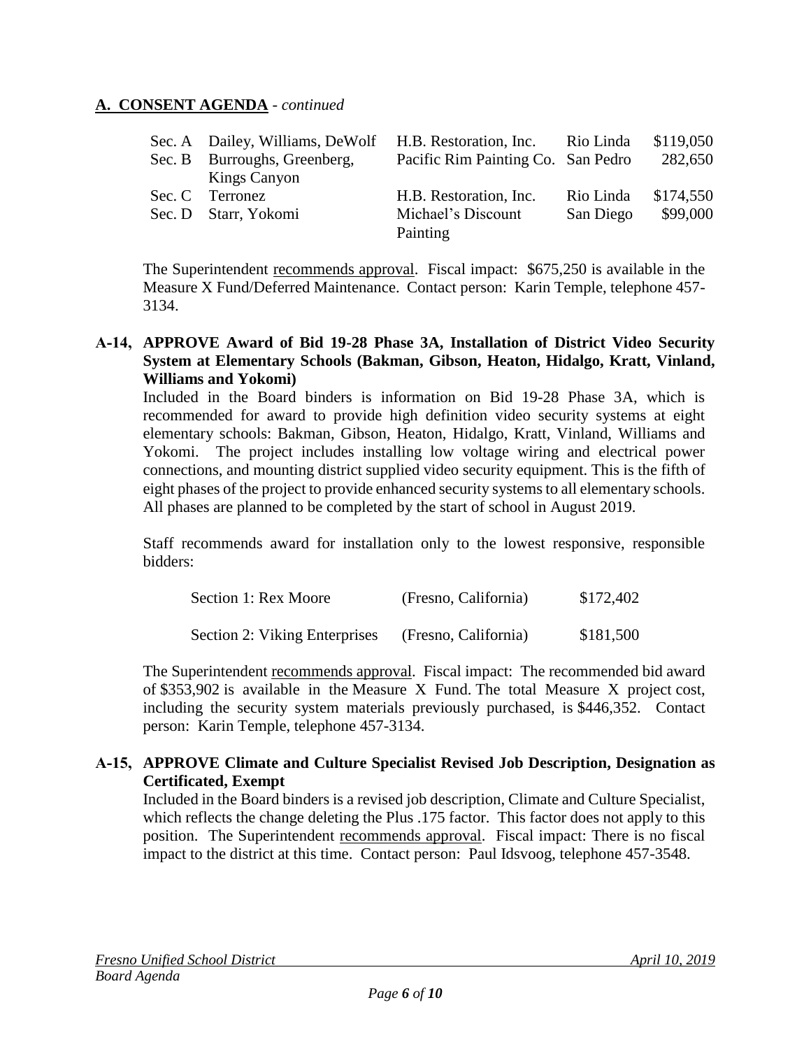**A. CONSENT AGENDA** - *continued*

| | | | | |
|---|---|---|---|---|
| Sec. A | Dailey, Williams, DeWolf | H.B. Restoration, Inc. | Rio Linda | $119,050 |
| Sec. B | Burroughs, Greenberg, Kings Canyon | Pacific Rim Painting Co. | San Pedro | 282,650 |
| Sec. C | Terronez | H.B. Restoration, Inc. | Rio Linda | $174,550 |
| Sec. D | Starr, Yokomi | Michael's Discount Painting | San Diego | $99,000 |

The Superintendent recommends approval. Fiscal impact: $675,250 is available in the Measure X Fund/Deferred Maintenance. Contact person: Karin Temple, telephone 457-3134.

**A-14, APPROVE Award of Bid 19-28 Phase 3A, Installation of District Video Security System at Elementary Schools (Bakman, Gibson, Heaton, Hidalgo, Kratt, Vinland, Williams and Yokomi)**

Included in the Board binders is information on Bid 19-28 Phase 3A, which is recommended for award to provide high definition video security systems at eight elementary schools: Bakman, Gibson, Heaton, Hidalgo, Kratt, Vinland, Williams and Yokomi. The project includes installing low voltage wiring and electrical power connections, and mounting district supplied video security equipment. This is the fifth of eight phases of the project to provide enhanced security systems to all elementary schools. All phases are planned to be completed by the start of school in August 2019.

Staff recommends award for installation only to the lowest responsive, responsible bidders:

| | | |
|---|---|---|
| Section 1: Rex Moore | (Fresno, California) | $172,402 |
| Section 2: Viking Enterprises | (Fresno, California) | $181,500 |

The Superintendent recommends approval. Fiscal impact: The recommended bid award of $353,902 is available in the Measure X Fund. The total Measure X project cost, including the security system materials previously purchased, is $446,352. Contact person: Karin Temple, telephone 457-3134.

**A-15, APPROVE Climate and Culture Specialist Revised Job Description, Designation as Certificated, Exempt**

Included in the Board binders is a revised job description, Climate and Culture Specialist, which reflects the change deleting the Plus .175 factor. This factor does not apply to this position. The Superintendent recommends approval. Fiscal impact: There is no fiscal impact to the district at this time. Contact person: Paul Idsvoog, telephone 457-3548.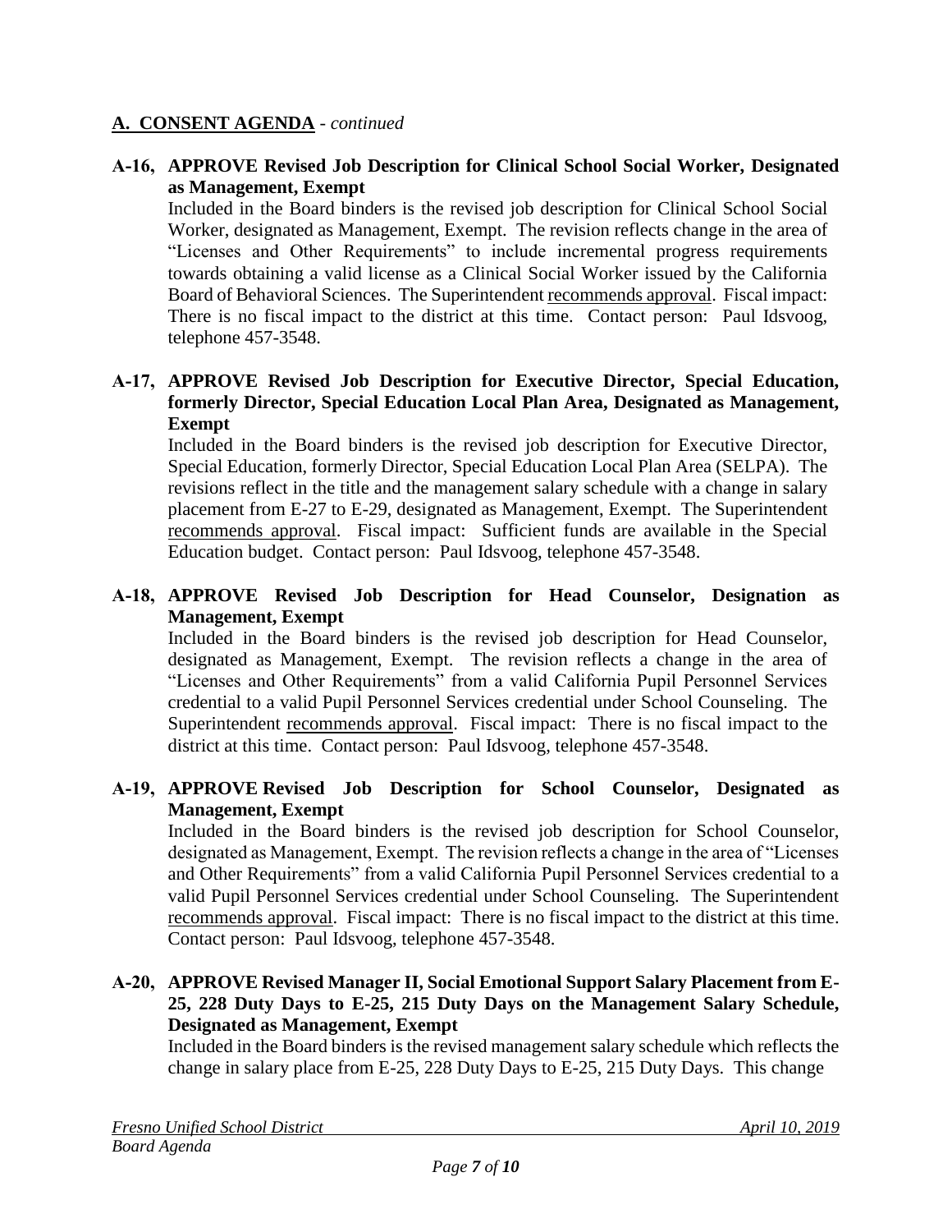## A. CONSENT AGENDA - *continued*

**A-16, APPROVE Revised Job Description for Clinical School Social Worker, Designated as Management, Exempt**

Included in the Board binders is the revised job description for Clinical School Social Worker, designated as Management, Exempt. The revision reflects change in the area of "Licenses and Other Requirements" to include incremental progress requirements towards obtaining a valid license as a Clinical Social Worker issued by the California Board of Behavioral Sciences. The Superintendent recommends approval. Fiscal impact: There is no fiscal impact to the district at this time. Contact person: Paul Idsvoog, telephone 457-3548.

**A-17, APPROVE Revised Job Description for Executive Director, Special Education, formerly Director, Special Education Local Plan Area, Designated as Management, Exempt**

Included in the Board binders is the revised job description for Executive Director, Special Education, formerly Director, Special Education Local Plan Area (SELPA). The revisions reflect in the title and the management salary schedule with a change in salary placement from E-27 to E-29, designated as Management, Exempt. The Superintendent recommends approval. Fiscal impact: Sufficient funds are available in the Special Education budget. Contact person: Paul Idsvoog, telephone 457-3548.

**A-18, APPROVE Revised Job Description for Head Counselor, Designation as Management, Exempt**

Included in the Board binders is the revised job description for Head Counselor, designated as Management, Exempt. The revision reflects a change in the area of "Licenses and Other Requirements" from a valid California Pupil Personnel Services credential to a valid Pupil Personnel Services credential under School Counseling. The Superintendent recommends approval. Fiscal impact: There is no fiscal impact to the district at this time. Contact person: Paul Idsvoog, telephone 457-3548.

**A-19, APPROVE Revised Job Description for School Counselor, Designated as Management, Exempt**

Included in the Board binders is the revised job description for School Counselor, designated as Management, Exempt. The revision reflects a change in the area of "Licenses and Other Requirements" from a valid California Pupil Personnel Services credential to a valid Pupil Personnel Services credential under School Counseling. The Superintendent recommends approval. Fiscal impact: There is no fiscal impact to the district at this time. Contact person: Paul Idsvoog, telephone 457-3548.

**A-20, APPROVE Revised Manager II, Social Emotional Support Salary Placement from E-25, 228 Duty Days to E-25, 215 Duty Days on the Management Salary Schedule, Designated as Management, Exempt**

Included in the Board binders is the revised management salary schedule which reflects the change in salary place from E-25, 228 Duty Days to E-25, 215 Duty Days. This change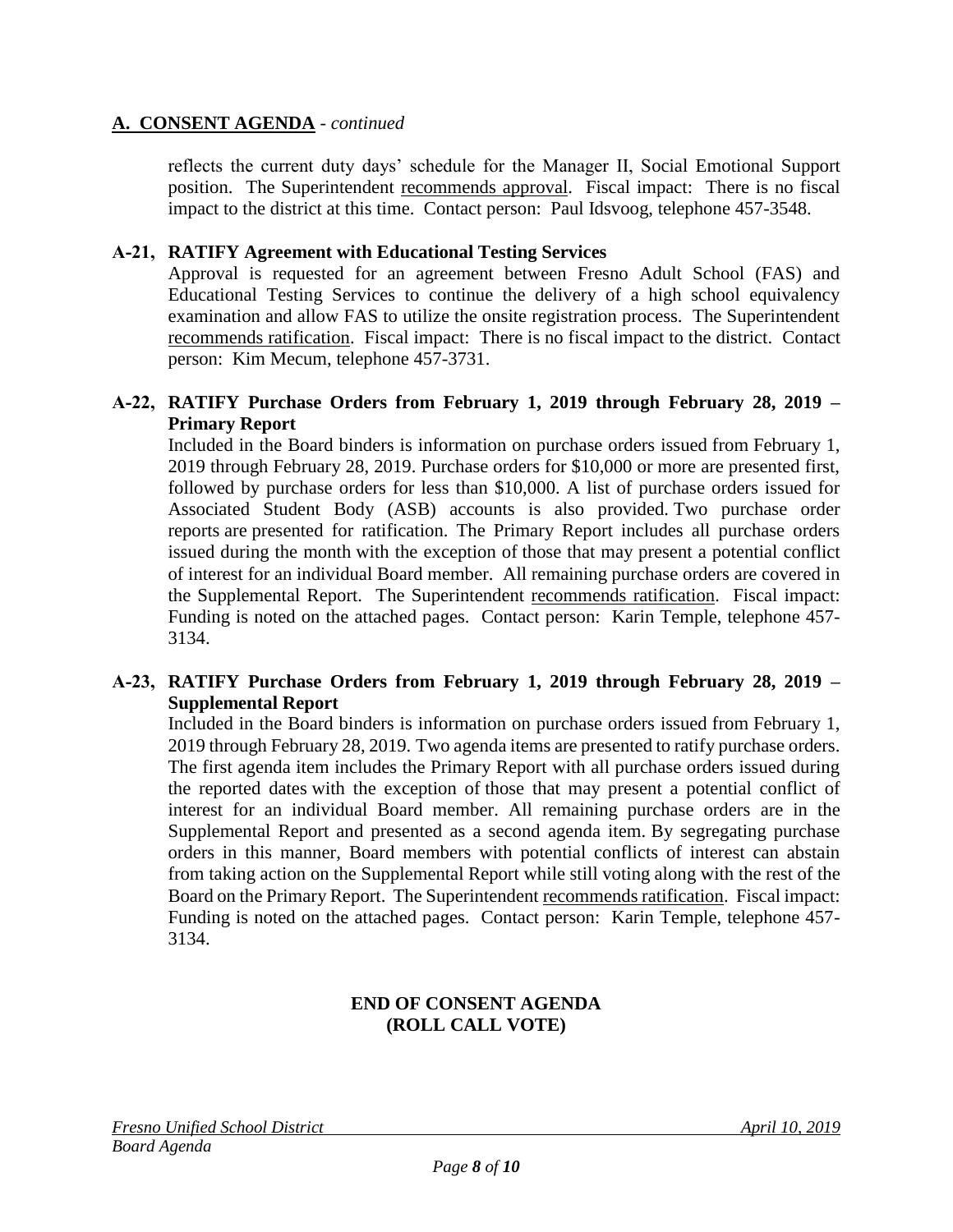## A. CONSENT AGENDA - *continued*

reflects the current duty days' schedule for the Manager II, Social Emotional Support position. The Superintendent recommends approval. Fiscal impact: There is no fiscal impact to the district at this time. Contact person: Paul Idsvoog, telephone 457-3548.

**A-21, RATIFY Agreement with Educational Testing Services**

Approval is requested for an agreement between Fresno Adult School (FAS) and Educational Testing Services to continue the delivery of a high school equivalency examination and allow FAS to utilize the onsite registration process. The Superintendent recommends ratification. Fiscal impact: There is no fiscal impact to the district. Contact person: Kim Mecum, telephone 457-3731.

**A-22, RATIFY Purchase Orders from February 1, 2019 through February 28, 2019 – Primary Report**

Included in the Board binders is information on purchase orders issued from February 1, 2019 through February 28, 2019. Purchase orders for $10,000 or more are presented first, followed by purchase orders for less than $10,000. A list of purchase orders issued for Associated Student Body (ASB) accounts is also provided. Two purchase order reports are presented for ratification. The Primary Report includes all purchase orders issued during the month with the exception of those that may present a potential conflict of interest for an individual Board member. All remaining purchase orders are covered in the Supplemental Report. The Superintendent recommends ratification. Fiscal impact: Funding is noted on the attached pages. Contact person: Karin Temple, telephone 457-3134.

**A-23, RATIFY Purchase Orders from February 1, 2019 through February 28, 2019 – Supplemental Report**

Included in the Board binders is information on purchase orders issued from February 1, 2019 through February 28, 2019. Two agenda items are presented to ratify purchase orders. The first agenda item includes the Primary Report with all purchase orders issued during the reported dates with the exception of those that may present a potential conflict of interest for an individual Board member. All remaining purchase orders are in the Supplemental Report and presented as a second agenda item. By segregating purchase orders in this manner, Board members with potential conflicts of interest can abstain from taking action on the Supplemental Report while still voting along with the rest of the Board on the Primary Report. The Superintendent recommends ratification. Fiscal impact: Funding is noted on the attached pages. Contact person: Karin Temple, telephone 457-3134.

**END OF CONSENT AGENDA**
**(ROLL CALL VOTE)**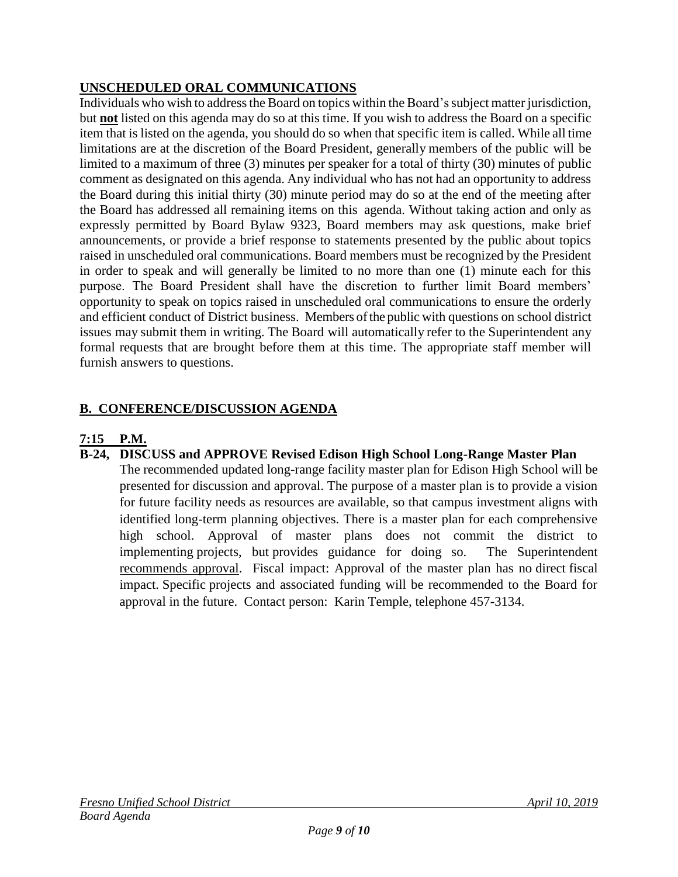## UNSCHEDULED ORAL COMMUNICATIONS

Individuals who wish to address the Board on topics within the Board's subject matter jurisdiction, but **not** listed on this agenda may do so at this time. If you wish to address the Board on a specific item that is listed on the agenda, you should do so when that specific item is called. While all time limitations are at the discretion of the Board President, generally members of the public will be limited to a maximum of three (3) minutes per speaker for a total of thirty (30) minutes of public comment as designated on this agenda. Any individual who has not had an opportunity to address the Board during this initial thirty (30) minute period may do so at the end of the meeting after the Board has addressed all remaining items on this agenda. Without taking action and only as expressly permitted by Board Bylaw 9323, Board members may ask questions, make brief announcements, or provide a brief response to statements presented by the public about topics raised in unscheduled oral communications. Board members must be recognized by the President in order to speak and will generally be limited to no more than one (1) minute each for this purpose. The Board President shall have the discretion to further limit Board members' opportunity to speak on topics raised in unscheduled oral communications to ensure the orderly and efficient conduct of District business. Members of the public with questions on school district issues may submit them in writing. The Board will automatically refer to the Superintendent any formal requests that are brought before them at this time. The appropriate staff member will furnish answers to questions.

## B. CONFERENCE/DISCUSSION AGENDA

**7:15 P.M.**

**B-24, DISCUSS and APPROVE Revised Edison High School Long-Range Master Plan**

The recommended updated long-range facility master plan for Edison High School will be presented for discussion and approval. The purpose of a master plan is to provide a vision for future facility needs as resources are available, so that campus investment aligns with identified long-term planning objectives. There is a master plan for each comprehensive high school. Approval of master plans does not commit the district to implementing projects, but provides guidance for doing so. The Superintendent recommends approval. Fiscal impact: Approval of the master plan has no direct fiscal impact. Specific projects and associated funding will be recommended to the Board for approval in the future. Contact person: Karin Temple, telephone 457-3134.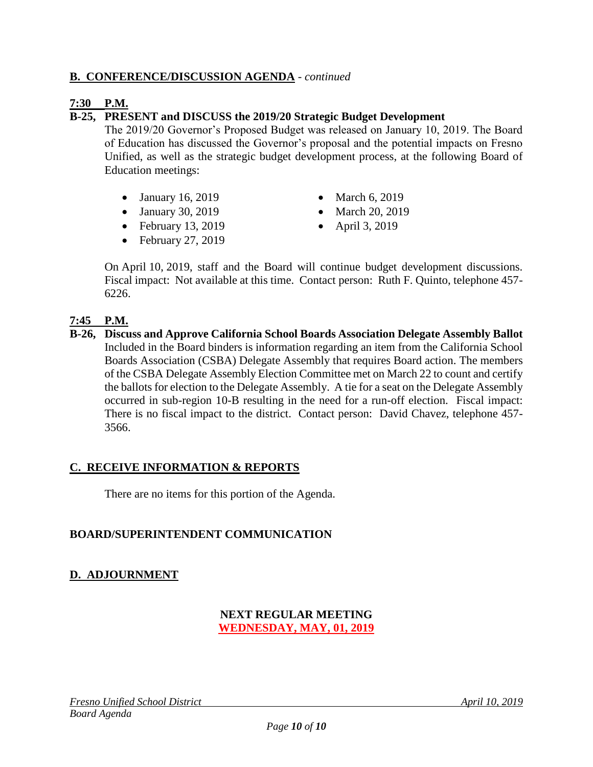**B. CONFERENCE/DISCUSSION AGENDA** - *continued*

**7:30 P.M.**

**B-25, PRESENT and DISCUSS the 2019/20 Strategic Budget Development**

The 2019/20 Governor's Proposed Budget was released on January 10, 2019. The Board of Education has discussed the Governor's proposal and the potential impacts on Fresno Unified, as well as the strategic budget development process, at the following Board of Education meetings:

- January 16, 2019
- January 30, 2019
- February 13, 2019
- February 27, 2019
- March 6, 2019
- March 20, 2019
- April 3, 2019

On April 10, 2019, staff and the Board will continue budget development discussions. Fiscal impact: Not available at this time. Contact person: Ruth F. Quinto, telephone 457-6226.

**7:45 P.M.**

**B-26, Discuss and Approve California School Boards Association Delegate Assembly Ballot**

Included in the Board binders is information regarding an item from the California School Boards Association (CSBA) Delegate Assembly that requires Board action. The members of the CSBA Delegate Assembly Election Committee met on March 22 to count and certify the ballots for election to the Delegate Assembly. A tie for a seat on the Delegate Assembly occurred in sub-region 10-B resulting in the need for a run-off election. Fiscal impact: There is no fiscal impact to the district. Contact person: David Chavez, telephone 457-3566.

**C. RECEIVE INFORMATION & REPORTS**

There are no items for this portion of the Agenda.

**BOARD/SUPERINTENDENT COMMUNICATION**

**D. ADJOURNMENT**

**NEXT REGULAR MEETING**

**WEDNESDAY, MAY, 01, 2019**